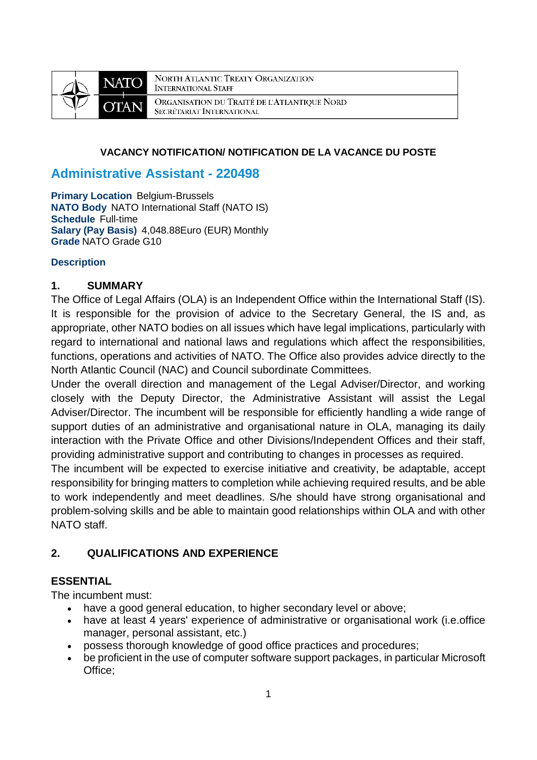NORTH ATLANTIC TREATY ORGANIZATION
INTERNATIONAL STAFF

ORGANISATION DU TRAITÉ DE L'ATLANTIQUE NORD
SECRÉTARIAT INTERNATIONAL

**VACANCY NOTIFICATION/ NOTIFICATION DE LA VACANCE DU POSTE**

# Administrative Assistant - 220498

**Primary Location** Belgium-Brussels
**NATO Body** NATO International Staff (NATO IS)
**Schedule** Full-time
**Salary (Pay Basis)** 4,048.88Euro (EUR) Monthly
**Grade** NATO Grade G10

**Description**

## 1. SUMMARY

The Office of Legal Affairs (OLA) is an Independent Office within the International Staff (IS). It is responsible for the provision of advice to the Secretary General, the IS and, as appropriate, other NATO bodies on all issues which have legal implications, particularly with regard to international and national laws and regulations which affect the responsibilities, functions, operations and activities of NATO. The Office also provides advice directly to the North Atlantic Council (NAC) and Council subordinate Committees.

Under the overall direction and management of the Legal Adviser/Director, and working closely with the Deputy Director, the Administrative Assistant will assist the Legal Adviser/Director. The incumbent will be responsible for efficiently handling a wide range of support duties of an administrative and organisational nature in OLA, managing its daily interaction with the Private Office and other Divisions/Independent Offices and their staff, providing administrative support and contributing to changes in processes as required.

The incumbent will be expected to exercise initiative and creativity, be adaptable, accept responsibility for bringing matters to completion while achieving required results, and be able to work independently and meet deadlines. S/he should have strong organisational and problem-solving skills and be able to maintain good relationships within OLA and with other NATO staff.

## 2. QUALIFICATIONS AND EXPERIENCE

### ESSENTIAL

The incumbent must:

- have a good general education, to higher secondary level or above;
- have at least 4 years' experience of administrative or organisational work (i.e.office manager, personal assistant, etc.)
- possess thorough knowledge of good office practices and procedures;
- be proficient in the use of computer software support packages, in particular Microsoft Office;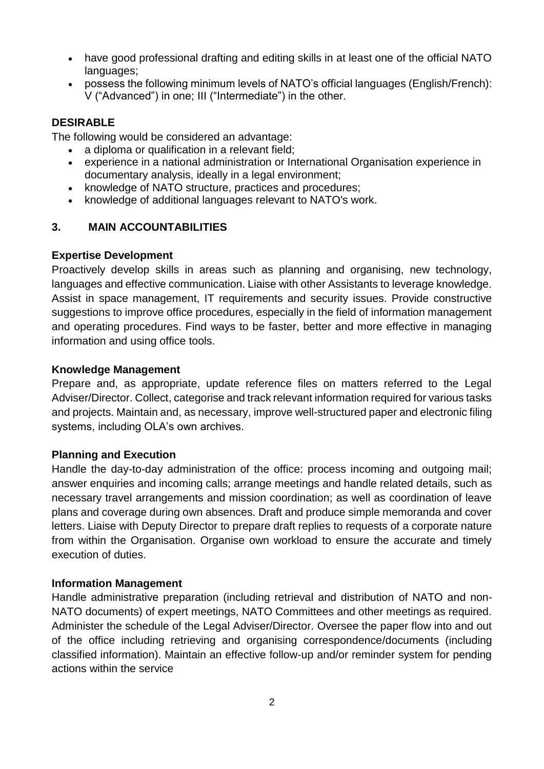- have good professional drafting and editing skills in at least one of the official NATO languages;
- possess the following minimum levels of NATO's official languages (English/French): V ("Advanced") in one; III ("Intermediate") in the other.

**DESIRABLE**

The following would be considered an advantage:

- a diploma or qualification in a relevant field;
- experience in a national administration or International Organisation experience in documentary analysis, ideally in a legal environment;
- knowledge of NATO structure, practices and procedures;
- knowledge of additional languages relevant to NATO's work.

## 3. MAIN ACCOUNTABILITIES

**Expertise Development**

Proactively develop skills in areas such as planning and organising, new technology, languages and effective communication. Liaise with other Assistants to leverage knowledge. Assist in space management, IT requirements and security issues. Provide constructive suggestions to improve office procedures, especially in the field of information management and operating procedures. Find ways to be faster, better and more effective in managing information and using office tools.

**Knowledge Management**

Prepare and, as appropriate, update reference files on matters referred to the Legal Adviser/Director. Collect, categorise and track relevant information required for various tasks and projects. Maintain and, as necessary, improve well-structured paper and electronic filing systems, including OLA's own archives.

**Planning and Execution**

Handle the day-to-day administration of the office: process incoming and outgoing mail; answer enquiries and incoming calls; arrange meetings and handle related details, such as necessary travel arrangements and mission coordination; as well as coordination of leave plans and coverage during own absences. Draft and produce simple memoranda and cover letters. Liaise with Deputy Director to prepare draft replies to requests of a corporate nature from within the Organisation. Organise own workload to ensure the accurate and timely execution of duties.

**Information Management**

Handle administrative preparation (including retrieval and distribution of NATO and non-NATO documents) of expert meetings, NATO Committees and other meetings as required. Administer the schedule of the Legal Adviser/Director. Oversee the paper flow into and out of the office including retrieving and organising correspondence/documents (including classified information). Maintain an effective follow-up and/or reminder system for pending actions within the service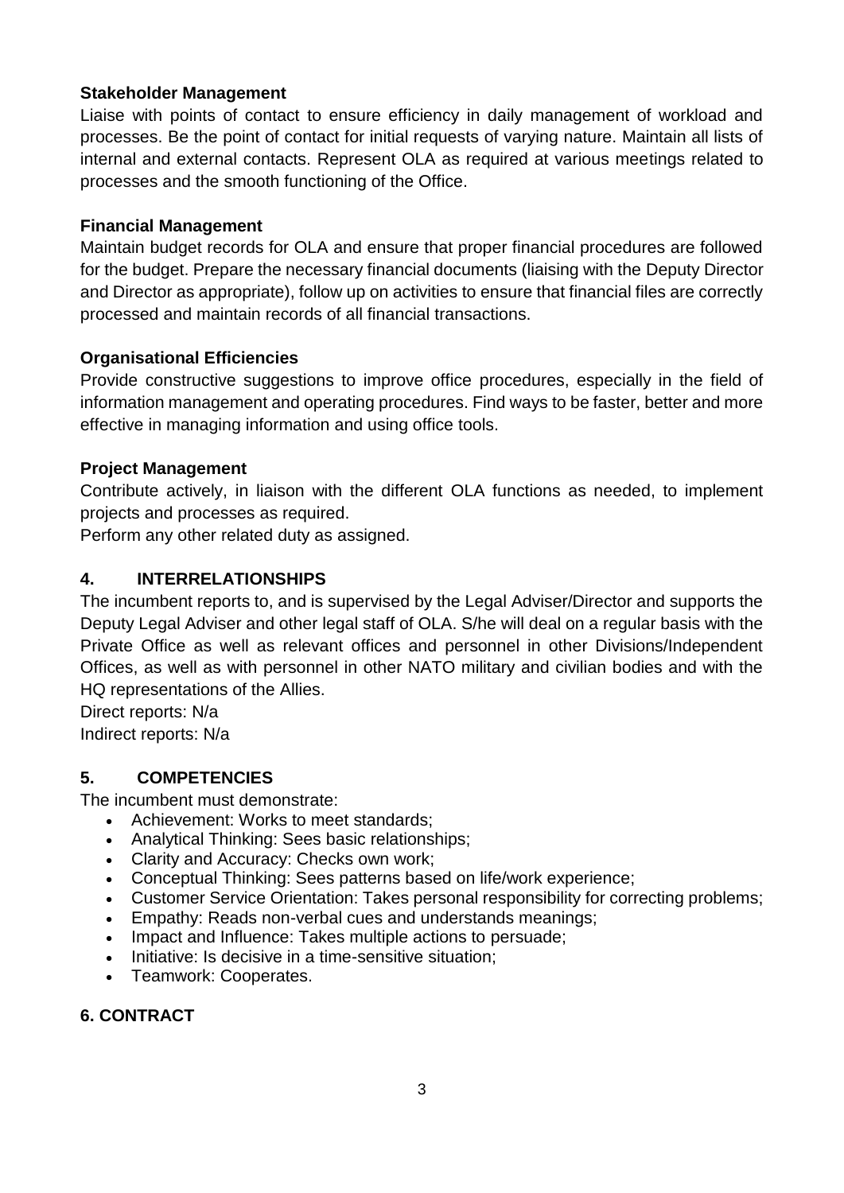**Stakeholder Management**

Liaise with points of contact to ensure efficiency in daily management of workload and processes. Be the point of contact for initial requests of varying nature. Maintain all lists of internal and external contacts. Represent OLA as required at various meetings related to processes and the smooth functioning of the Office.

**Financial Management**

Maintain budget records for OLA and ensure that proper financial procedures are followed for the budget. Prepare the necessary financial documents (liaising with the Deputy Director and Director as appropriate), follow up on activities to ensure that financial files are correctly processed and maintain records of all financial transactions.

**Organisational Efficiencies**

Provide constructive suggestions to improve office procedures, especially in the field of information management and operating procedures. Find ways to be faster, better and more effective in managing information and using office tools.

**Project Management**

Contribute actively, in liaison with the different OLA functions as needed, to implement projects and processes as required.

Perform any other related duty as assigned.

## 4. INTERRELATIONSHIPS

The incumbent reports to, and is supervised by the Legal Adviser/Director and supports the Deputy Legal Adviser and other legal staff of OLA. S/he will deal on a regular basis with the Private Office as well as relevant offices and personnel in other Divisions/Independent Offices, as well as with personnel in other NATO military and civilian bodies and with the HQ representations of the Allies.

Direct reports: N/a

Indirect reports: N/a

## 5. COMPETENCIES

The incumbent must demonstrate:

- Achievement: Works to meet standards;
- Analytical Thinking: Sees basic relationships;
- Clarity and Accuracy: Checks own work;
- Conceptual Thinking: Sees patterns based on life/work experience;
- Customer Service Orientation: Takes personal responsibility for correcting problems;
- Empathy: Reads non-verbal cues and understands meanings;
- Impact and Influence: Takes multiple actions to persuade;
- Initiative: Is decisive in a time-sensitive situation;
- Teamwork: Cooperates.

## 6. CONTRACT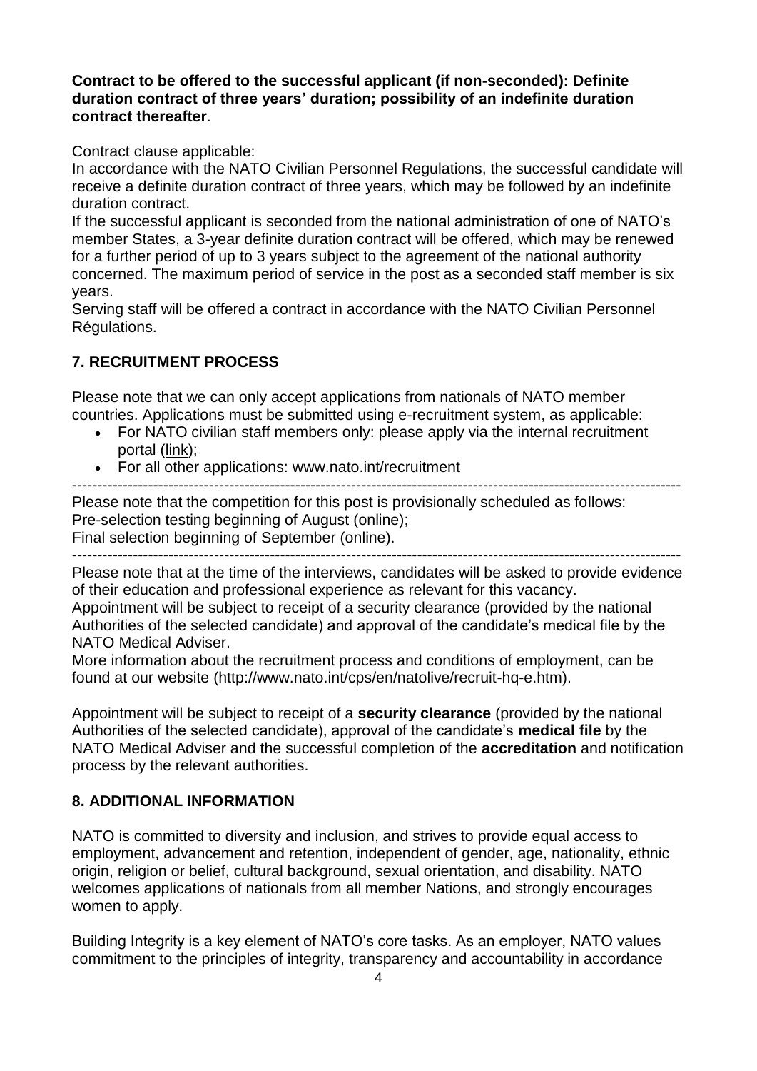**Contract to be offered to the successful applicant (if non-seconded): Definite duration contract of three years' duration; possibility of an indefinite duration contract thereafter**.

Contract clause applicable:

In accordance with the NATO Civilian Personnel Regulations, the successful candidate will receive a definite duration contract of three years, which may be followed by an indefinite duration contract.

If the successful applicant is seconded from the national administration of one of NATO's member States, a 3-year definite duration contract will be offered, which may be renewed for a further period of up to 3 years subject to the agreement of the national authority concerned. The maximum period of service in the post as a seconded staff member is six years.

Serving staff will be offered a contract in accordance with the NATO Civilian Personnel Régulations.

## 7. RECRUITMENT PROCESS

Please note that we can only accept applications from nationals of NATO member countries. Applications must be submitted using e-recruitment system, as applicable:

- For NATO civilian staff members only: please apply via the internal recruitment portal (link);
- For all other applications: www.nato.int/recruitment

---

Please note that the competition for this post is provisionally scheduled as follows:
Pre-selection testing beginning of August (online);
Final selection beginning of September (online).

---

Please note that at the time of the interviews, candidates will be asked to provide evidence of their education and professional experience as relevant for this vacancy.

Appointment will be subject to receipt of a security clearance (provided by the national Authorities of the selected candidate) and approval of the candidate's medical file by the NATO Medical Adviser.

More information about the recruitment process and conditions of employment, can be found at our website (http://www.nato.int/cps/en/natolive/recruit-hq-e.htm).

Appointment will be subject to receipt of a **security clearance** (provided by the national Authorities of the selected candidate), approval of the candidate's **medical file** by the NATO Medical Adviser and the successful completion of the **accreditation** and notification process by the relevant authorities.

## 8. ADDITIONAL INFORMATION

NATO is committed to diversity and inclusion, and strives to provide equal access to employment, advancement and retention, independent of gender, age, nationality, ethnic origin, religion or belief, cultural background, sexual orientation, and disability. NATO welcomes applications of nationals from all member Nations, and strongly encourages women to apply.

Building Integrity is a key element of NATO's core tasks. As an employer, NATO values commitment to the principles of integrity, transparency and accountability in accordance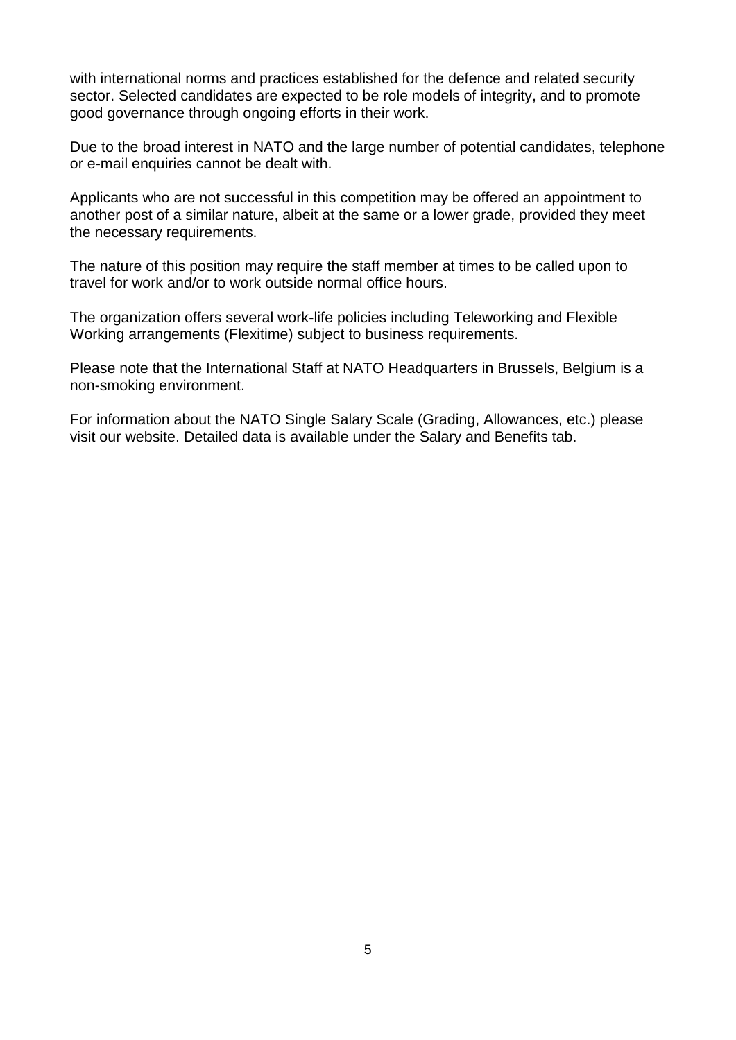with international norms and practices established for the defence and related security sector. Selected candidates are expected to be role models of integrity, and to promote good governance through ongoing efforts in their work.

Due to the broad interest in NATO and the large number of potential candidates, telephone or e-mail enquiries cannot be dealt with.

Applicants who are not successful in this competition may be offered an appointment to another post of a similar nature, albeit at the same or a lower grade, provided they meet the necessary requirements.

The nature of this position may require the staff member at times to be called upon to travel for work and/or to work outside normal office hours.

The organization offers several work-life policies including Teleworking and Flexible Working arrangements (Flexitime) subject to business requirements.

Please note that the International Staff at NATO Headquarters in Brussels, Belgium is a non-smoking environment.

For information about the NATO Single Salary Scale (Grading, Allowances, etc.) please visit our website. Detailed data is available under the Salary and Benefits tab.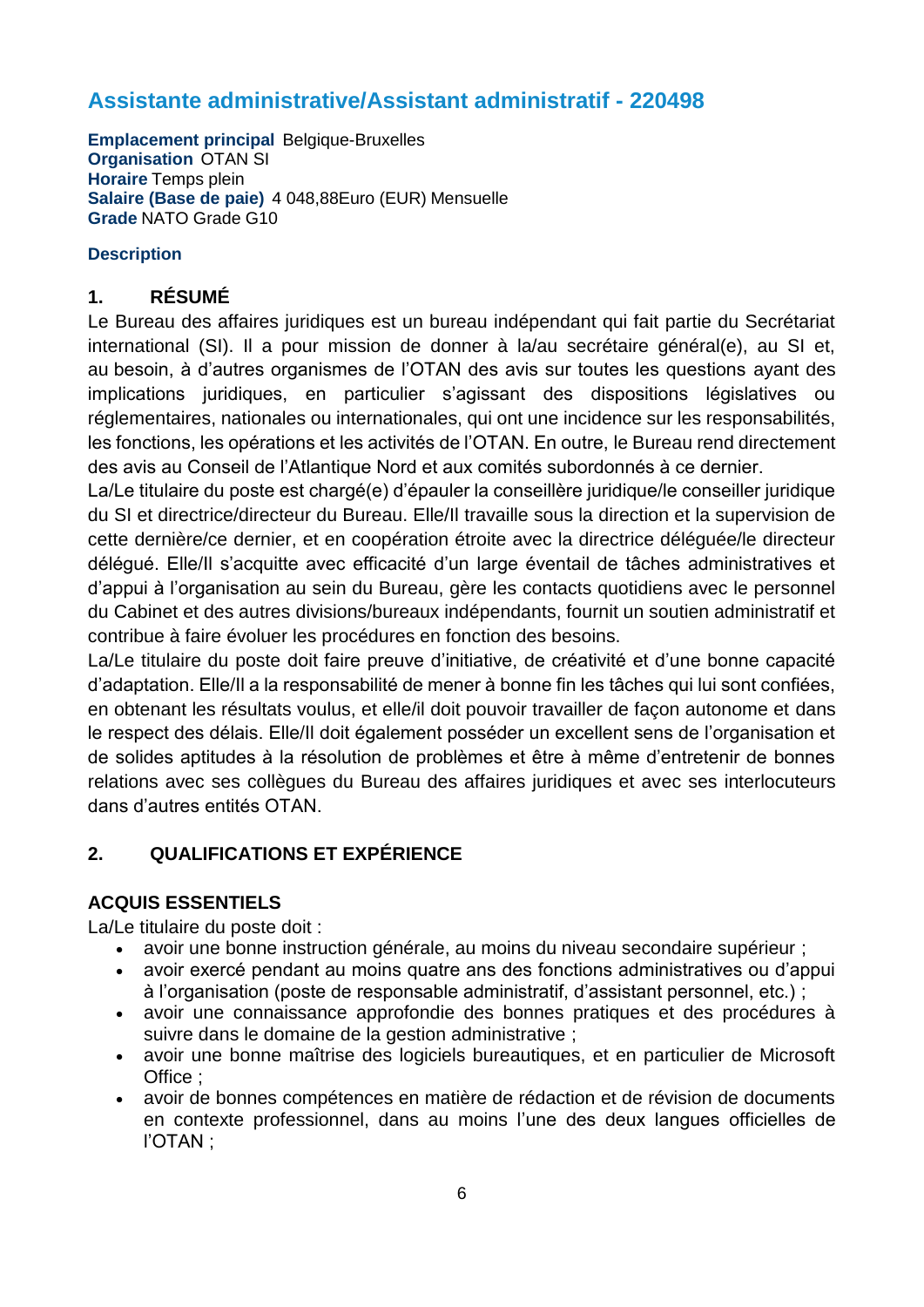## Assistante administrative/Assistant administratif - 220498

**Emplacement principal** Belgique-Bruxelles
**Organisation** OTAN SI
**Horaire** Temps plein
**Salaire (Base de paie)** 4 048,88Euro (EUR) Mensuelle
**Grade** NATO Grade G10

**Description**

### 1. RÉSUMÉ

Le Bureau des affaires juridiques est un bureau indépendant qui fait partie du Secrétariat international (SI). Il a pour mission de donner à la/au secrétaire général(e), au SI et, au besoin, à d'autres organismes de l'OTAN des avis sur toutes les questions ayant des implications juridiques, en particulier s'agissant des dispositions législatives ou réglementaires, nationales ou internationales, qui ont une incidence sur les responsabilités, les fonctions, les opérations et les activités de l'OTAN. En outre, le Bureau rend directement des avis au Conseil de l'Atlantique Nord et aux comités subordonnés à ce dernier.

La/Le titulaire du poste est chargé(e) d'épauler la conseillère juridique/le conseiller juridique du SI et directrice/directeur du Bureau. Elle/Il travaille sous la direction et la supervision de cette dernière/ce dernier, et en coopération étroite avec la directrice déléguée/le directeur délégué. Elle/Il s'acquitte avec efficacité d'un large éventail de tâches administratives et d'appui à l'organisation au sein du Bureau, gère les contacts quotidiens avec le personnel du Cabinet et des autres divisions/bureaux indépendants, fournit un soutien administratif et contribue à faire évoluer les procédures en fonction des besoins.

La/Le titulaire du poste doit faire preuve d'initiative, de créativité et d'une bonne capacité d'adaptation. Elle/Il a la responsabilité de mener à bonne fin les tâches qui lui sont confiées, en obtenant les résultats voulus, et elle/il doit pouvoir travailler de façon autonome et dans le respect des délais. Elle/Il doit également posséder un excellent sens de l'organisation et de solides aptitudes à la résolution de problèmes et être à même d'entretenir de bonnes relations avec ses collègues du Bureau des affaires juridiques et avec ses interlocuteurs dans d'autres entités OTAN.

### 2. QUALIFICATIONS ET EXPÉRIENCE

**ACQUIS ESSENTIELS**

La/Le titulaire du poste doit :

- avoir une bonne instruction générale, au moins du niveau secondaire supérieur ;
- avoir exercé pendant au moins quatre ans des fonctions administratives ou d'appui à l'organisation (poste de responsable administratif, d'assistant personnel, etc.) ;
- avoir une connaissance approfondie des bonnes pratiques et des procédures à suivre dans le domaine de la gestion administrative ;
- avoir une bonne maîtrise des logiciels bureautiques, et en particulier de Microsoft Office ;
- avoir de bonnes compétences en matière de rédaction et de révision de documents en contexte professionnel, dans au moins l'une des deux langues officielles de l'OTAN ;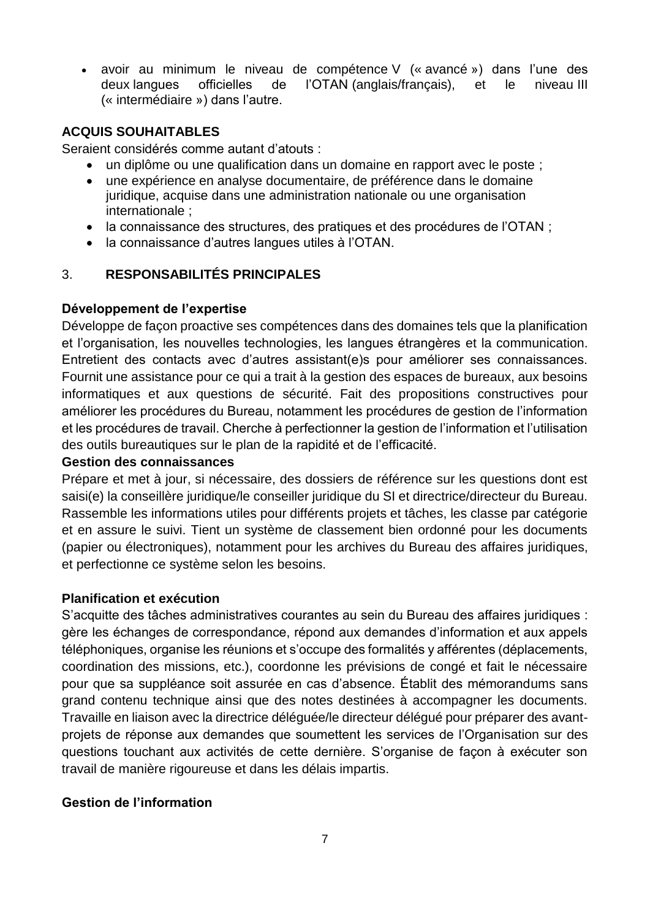- avoir au minimum le niveau de compétence V (« avancé ») dans l'une des deux langues officielles de l'OTAN (anglais/français), et le niveau III (« intermédiaire ») dans l'autre.

**ACQUIS SOUHAITABLES**

Seraient considérés comme autant d'atouts :

- un diplôme ou une qualification dans un domaine en rapport avec le poste ;
- une expérience en analyse documentaire, de préférence dans le domaine juridique, acquise dans une administration nationale ou une organisation internationale ;
- la connaissance des structures, des pratiques et des procédures de l'OTAN ;
- la connaissance d'autres langues utiles à l'OTAN.

## 3. RESPONSABILITÉS PRINCIPALES

**Développement de l'expertise**

Développe de façon proactive ses compétences dans des domaines tels que la planification et l'organisation, les nouvelles technologies, les langues étrangères et la communication. Entretient des contacts avec d'autres assistant(e)s pour améliorer ses connaissances. Fournit une assistance pour ce qui a trait à la gestion des espaces de bureaux, aux besoins informatiques et aux questions de sécurité. Fait des propositions constructives pour améliorer les procédures du Bureau, notamment les procédures de gestion de l'information et les procédures de travail. Cherche à perfectionner la gestion de l'information et l'utilisation des outils bureautiques sur le plan de la rapidité et de l'efficacité.

**Gestion des connaissances**

Prépare et met à jour, si nécessaire, des dossiers de référence sur les questions dont est saisi(e) la conseillère juridique/le conseiller juridique du SI et directrice/directeur du Bureau. Rassemble les informations utiles pour différents projets et tâches, les classe par catégorie et en assure le suivi. Tient un système de classement bien ordonné pour les documents (papier ou électroniques), notamment pour les archives du Bureau des affaires juridiques, et perfectionne ce système selon les besoins.

**Planification et exécution**

S'acquitte des tâches administratives courantes au sein du Bureau des affaires juridiques : gère les échanges de correspondance, répond aux demandes d'information et aux appels téléphoniques, organise les réunions et s'occupe des formalités y afférentes (déplacements, coordination des missions, etc.), coordonne les prévisions de congé et fait le nécessaire pour que sa suppléance soit assurée en cas d'absence. Établit des mémorandums sans grand contenu technique ainsi que des notes destinées à accompagner les documents. Travaille en liaison avec la directrice déléguée/le directeur délégué pour préparer des avant-projets de réponse aux demandes que soumettent les services de l'Organisation sur des questions touchant aux activités de cette dernière. S'organise de façon à exécuter son travail de manière rigoureuse et dans les délais impartis.

**Gestion de l'information**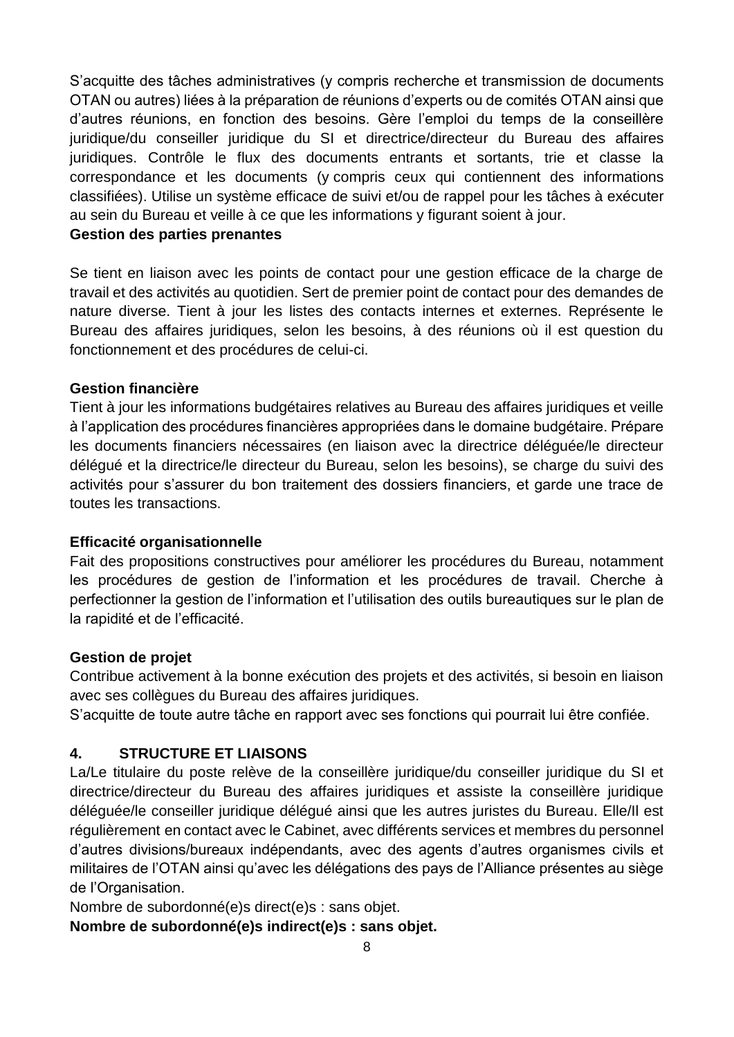S'acquitte des tâches administratives (y compris recherche et transmission de documents OTAN ou autres) liées à la préparation de réunions d'experts ou de comités OTAN ainsi que d'autres réunions, en fonction des besoins. Gère l'emploi du temps de la conseillère juridique/du conseiller juridique du SI et directrice/directeur du Bureau des affaires juridiques. Contrôle le flux des documents entrants et sortants, trie et classe la correspondance et les documents (y compris ceux qui contiennent des informations classifiées). Utilise un système efficace de suivi et/ou de rappel pour les tâches à exécuter au sein du Bureau et veille à ce que les informations y figurant soient à jour.

**Gestion des parties prenantes**

Se tient en liaison avec les points de contact pour une gestion efficace de la charge de travail et des activités au quotidien. Sert de premier point de contact pour des demandes de nature diverse. Tient à jour les listes des contacts internes et externes. Représente le Bureau des affaires juridiques, selon les besoins, à des réunions où il est question du fonctionnement et des procédures de celui-ci.

**Gestion financière**

Tient à jour les informations budgétaires relatives au Bureau des affaires juridiques et veille à l'application des procédures financières appropriées dans le domaine budgétaire. Prépare les documents financiers nécessaires (en liaison avec la directrice déléguée/le directeur délégué et la directrice/le directeur du Bureau, selon les besoins), se charge du suivi des activités pour s'assurer du bon traitement des dossiers financiers, et garde une trace de toutes les transactions.

**Efficacité organisationnelle**

Fait des propositions constructives pour améliorer les procédures du Bureau, notamment les procédures de gestion de l'information et les procédures de travail. Cherche à perfectionner la gestion de l'information et l'utilisation des outils bureautiques sur le plan de la rapidité et de l'efficacité.

**Gestion de projet**

Contribue activement à la bonne exécution des projets et des activités, si besoin en liaison avec ses collègues du Bureau des affaires juridiques.

S'acquitte de toute autre tâche en rapport avec ses fonctions qui pourrait lui être confiée.

## 4. STRUCTURE ET LIAISONS

La/Le titulaire du poste relève de la conseillère juridique/du conseiller juridique du SI et directrice/directeur du Bureau des affaires juridiques et assiste la conseillère juridique déléguée/le conseiller juridique délégué ainsi que les autres juristes du Bureau. Elle/Il est régulièrement en contact avec le Cabinet, avec différents services et membres du personnel d'autres divisions/bureaux indépendants, avec des agents d'autres organismes civils et militaires de l'OTAN ainsi qu'avec les délégations des pays de l'Alliance présentes au siège de l'Organisation.

Nombre de subordonné(e)s direct(e)s : sans objet.

**Nombre de subordonné(e)s indirect(e)s : sans objet.**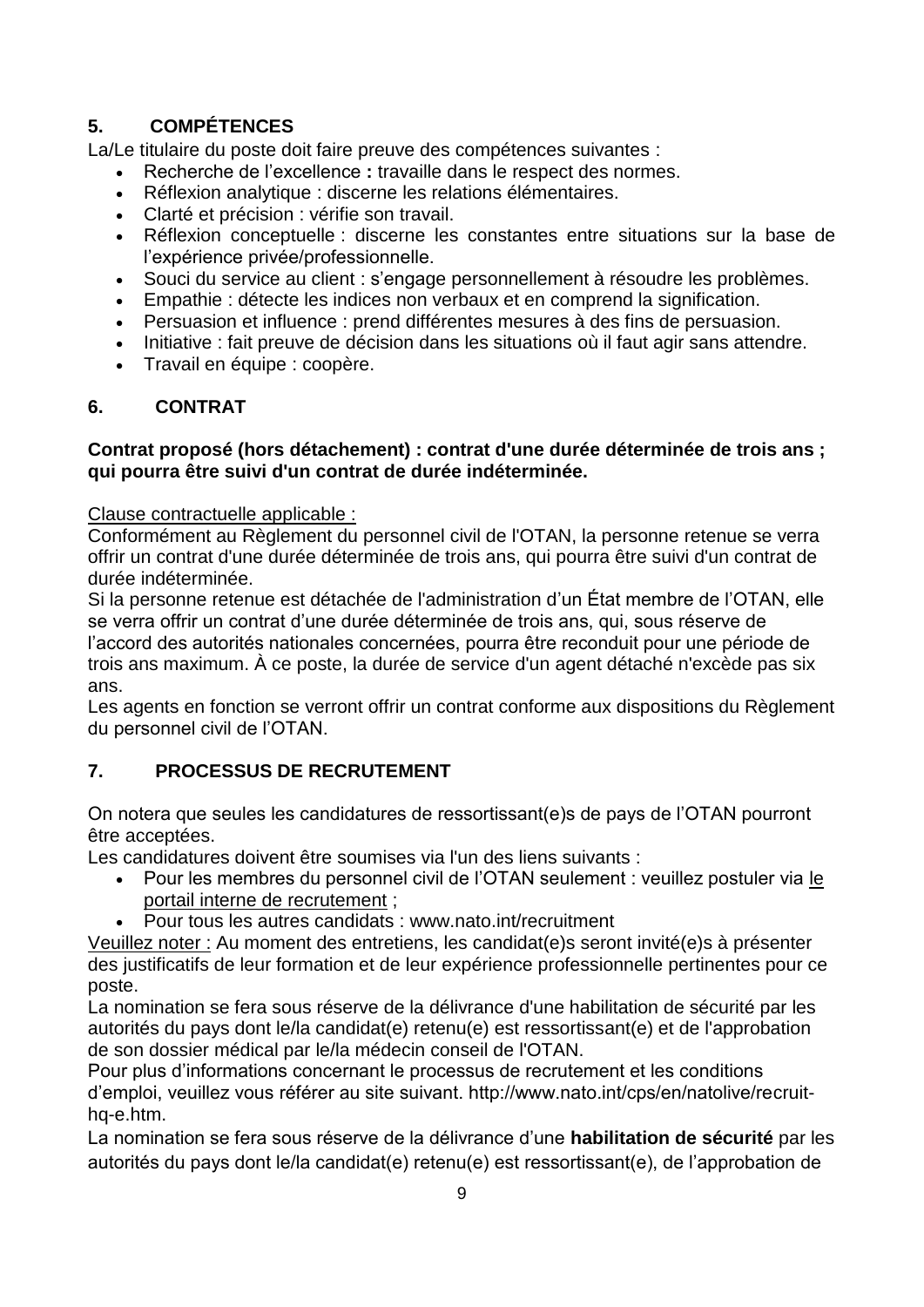## 5. COMPÉTENCES

La/Le titulaire du poste doit faire preuve des compétences suivantes :

- Recherche de l'excellence **:** travaille dans le respect des normes.
- Réflexion analytique : discerne les relations élémentaires.
- Clarté et précision : vérifie son travail.
- Réflexion conceptuelle : discerne les constantes entre situations sur la base de l'expérience privée/professionnelle.
- Souci du service au client : s'engage personnellement à résoudre les problèmes.
- Empathie : détecte les indices non verbaux et en comprend la signification.
- Persuasion et influence : prend différentes mesures à des fins de persuasion.
- Initiative : fait preuve de décision dans les situations où il faut agir sans attendre.
- Travail en équipe : coopère.

## 6. CONTRAT

**Contrat proposé (hors détachement) : contrat d'une durée déterminée de trois ans ; qui pourra être suivi d'un contrat de durée indéterminée.**

Clause contractuelle applicable :

Conformément au Règlement du personnel civil de l'OTAN, la personne retenue se verra offrir un contrat d'une durée déterminée de trois ans, qui pourra être suivi d'un contrat de durée indéterminée.

Si la personne retenue est détachée de l'administration d'un État membre de l'OTAN, elle se verra offrir un contrat d'une durée déterminée de trois ans, qui, sous réserve de l'accord des autorités nationales concernées, pourra être reconduit pour une période de trois ans maximum. À ce poste, la durée de service d'un agent détaché n'excède pas six ans.

Les agents en fonction se verront offrir un contrat conforme aux dispositions du Règlement du personnel civil de l'OTAN.

## 7. PROCESSUS DE RECRUTEMENT

On notera que seules les candidatures de ressortissant(e)s de pays de l'OTAN pourront être acceptées.

Les candidatures doivent être soumises via l'un des liens suivants :

- Pour les membres du personnel civil de l'OTAN seulement : veuillez postuler via le portail interne de recrutement ;
- Pour tous les autres candidats : www.nato.int/recruitment

Veuillez noter : Au moment des entretiens, les candidat(e)s seront invité(e)s à présenter des justificatifs de leur formation et de leur expérience professionnelle pertinentes pour ce poste.

La nomination se fera sous réserve de la délivrance d'une habilitation de sécurité par les autorités du pays dont le/la candidat(e) retenu(e) est ressortissant(e) et de l'approbation de son dossier médical par le/la médecin conseil de l'OTAN.

Pour plus d'informations concernant le processus de recrutement et les conditions d'emploi, veuillez vous référer au site suivant. http://www.nato.int/cps/en/natolive/recruit-hq-e.htm.

La nomination se fera sous réserve de la délivrance d'une **habilitation de sécurité** par les autorités du pays dont le/la candidat(e) retenu(e) est ressortissant(e), de l'approbation de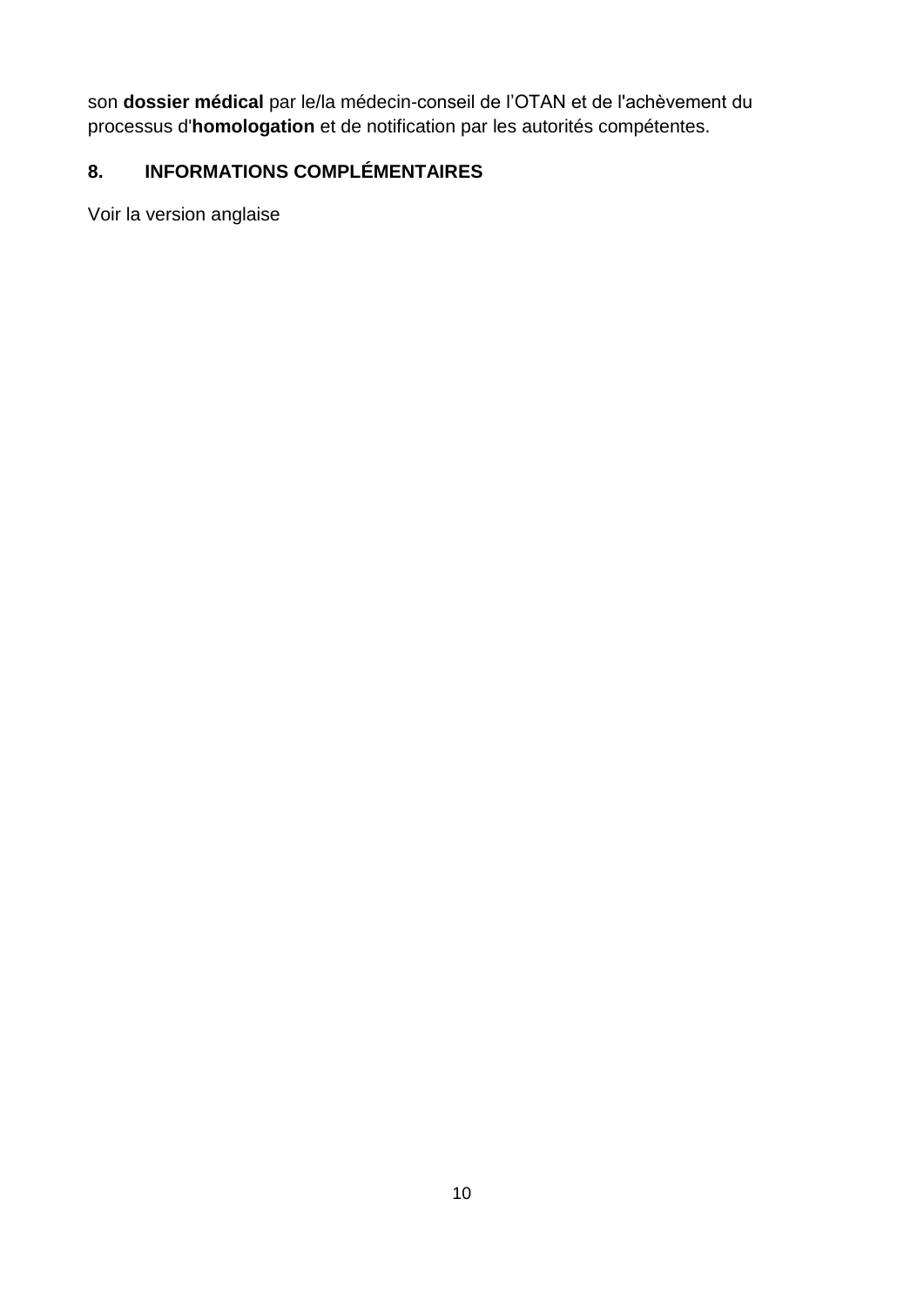son **dossier médical** par le/la médecin-conseil de l'OTAN et de l'achèvement du processus d'**homologation** et de notification par les autorités compétentes.

## 8. INFORMATIONS COMPLÉMENTAIRES

Voir la version anglaise